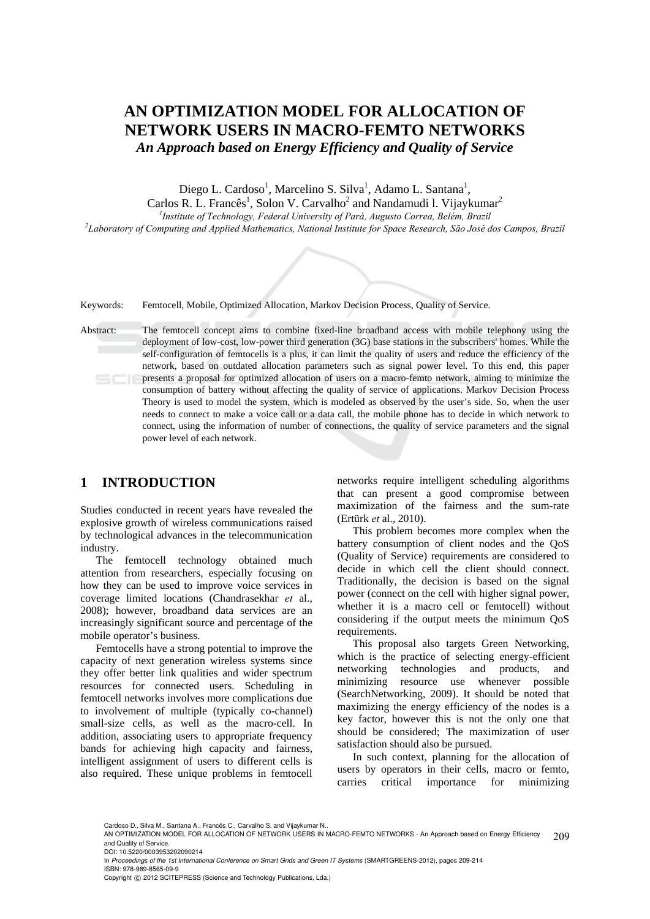# AN OPTIMIZATION MODEL FOR ALLOCATION OF NETWORK USERS IN MACRO-FEMTO NETWORKS

***An Approach based on Energy Efficiency and Quality of Service***

Diego L. Cardoso[1], Marcelino S. Silva[1], Adamo L. Santana[1],
Carlos R. L. Francês[1], Solon V. Carvalho[2] and Nandamudi l. Vijaykumar[2]

[1]*Institute of Technology, Federal University of Pará, Augusto Correa, Belém, Brazil*
[2]*Laboratory of Computing and Applied Mathematics, National Institute for Space Research, São José dos Campos, Brazil*

Keywords: Femtocell, Mobile, Optimized Allocation, Markov Decision Process, Quality of Service.

Abstract: The femtocell concept aims to combine fixed-line broadband access with mobile telephony using the deployment of low-cost, low-power third generation (3G) base stations in the subscribers' homes. While the self-configuration of femtocells is a plus, it can limit the quality of users and reduce the efficiency of the network, based on outdated allocation parameters such as signal power level. To this end, this paper presents a proposal for optimized allocation of users on a macro-femto network, aiming to minimize the consumption of battery without affecting the quality of service of applications. Markov Decision Process Theory is used to model the system, which is modeled as observed by the user's side. So, when the user needs to connect to make a voice call or a data call, the mobile phone has to decide in which network to connect, using the information of number of connections, the quality of service parameters and the signal power level of each network.

## 1 INTRODUCTION

Studies conducted in recent years have revealed the explosive growth of wireless communications raised by technological advances in the telecommunication industry.

The femtocell technology obtained much attention from researchers, especially focusing on how they can be used to improve voice services in coverage limited locations (Chandrasekhar *et* al., 2008); however, broadband data services are an increasingly significant source and percentage of the mobile operator's business.

Femtocells have a strong potential to improve the capacity of next generation wireless systems since they offer better link qualities and wider spectrum resources for connected users. Scheduling in femtocell networks involves more complications due to involvement of multiple (typically co-channel) small-size cells, as well as the macro-cell. In addition, associating users to appropriate frequency bands for achieving high capacity and fairness, intelligent assignment of users to different cells is also required. These unique problems in femtocell networks require intelligent scheduling algorithms that can present a good compromise between maximization of the fairness and the sum-rate (Ertürk *et* al., 2010).

This problem becomes more complex when the battery consumption of client nodes and the QoS (Quality of Service) requirements are considered to decide in which cell the client should connect. Traditionally, the decision is based on the signal power (connect on the cell with higher signal power, whether it is a macro cell or femtocell) without considering if the output meets the minimum QoS requirements.

This proposal also targets Green Networking, which is the practice of selecting energy-efficient networking technologies and products, and minimizing resource use whenever possible (SearchNetworking, 2009). It should be noted that maximizing the energy efficiency of the nodes is a key factor, however this is not the only one that should be considered; The maximization of user satisfaction should also be pursued.

In such context, planning for the allocation of users by operators in their cells, macro or femto, carries critical importance for minimizing

Cardoso D., Silva M., Santana A., Francês C., Carvalho S. and Vijaykumar N..
AN OPTIMIZATION MODEL FOR ALLOCATION OF NETWORK USERS IN MACRO-FEMTO NETWORKS - An Approach based on Energy Efficiency and Quality of Service.
DOI: 10.5220/0003953202090214
In *Proceedings of the 1st International Conference on Smart Grids and Green IT Systems* (SMARTGREENS-2012), pages 209-214
ISBN: 978-989-8565-09-9
Copyright © 2012 SCITEPRESS (Science and Technology Publications, Lda.)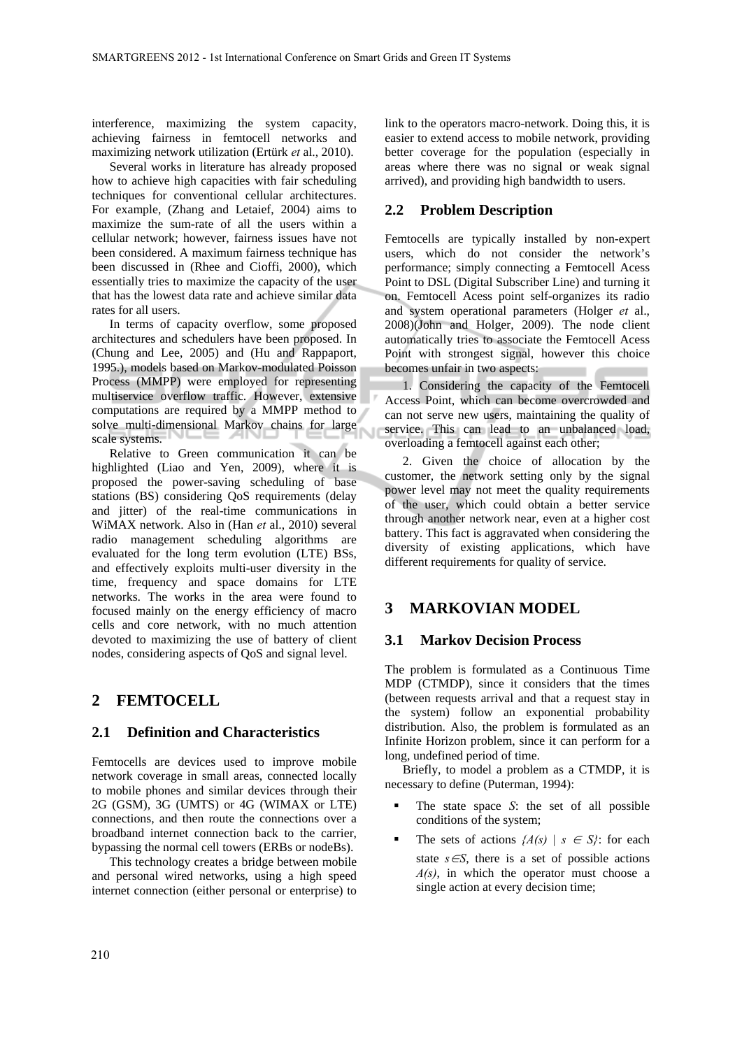interference, maximizing the system capacity, achieving fairness in femtocell networks and maximizing network utilization (Ertürk *et* al., 2010).

Several works in literature has already proposed how to achieve high capacities with fair scheduling techniques for conventional cellular architectures. For example, (Zhang and Letaief, 2004) aims to maximize the sum-rate of all the users within a cellular network; however, fairness issues have not been considered. A maximum fairness technique has been discussed in (Rhee and Cioffi, 2000), which essentially tries to maximize the capacity of the user that has the lowest data rate and achieve similar data rates for all users.

In terms of capacity overflow, some proposed architectures and schedulers have been proposed. In (Chung and Lee, 2005) and (Hu and Rappaport, 1995.), models based on Markov-modulated Poisson Process (MMPP) were employed for representing multiservice overflow traffic. However, extensive computations are required by a MMPP method to solve multi-dimensional Markov chains for large scale systems.

Relative to Green communication it can be highlighted (Liao and Yen, 2009), where it is proposed the power-saving scheduling of base stations (BS) considering QoS requirements (delay and jitter) of the real-time communications in WiMAX network. Also in (Han *et* al., 2010) several radio management scheduling algorithms are evaluated for the long term evolution (LTE) BSs, and effectively exploits multi-user diversity in the time, frequency and space domains for LTE networks. The works in the area were found to focused mainly on the energy efficiency of macro cells and core network, with no much attention devoted to maximizing the use of battery of client nodes, considering aspects of QoS and signal level.

## 2 FEMTOCELL

### 2.1 Definition and Characteristics

Femtocells are devices used to improve mobile network coverage in small areas, connected locally to mobile phones and similar devices through their 2G (GSM), 3G (UMTS) or 4G (WIMAX or LTE) connections, and then route the connections over a broadband internet connection back to the carrier, bypassing the normal cell towers (ERBs or nodeBs).

This technology creates a bridge between mobile and personal wired networks, using a high speed internet connection (either personal or enterprise) to link to the operators macro-network. Doing this, it is easier to extend access to mobile network, providing better coverage for the population (especially in areas where there was no signal or weak signal arrived), and providing high bandwidth to users.

### 2.2 Problem Description

Femtocells are typically installed by non-expert users, which do not consider the network's performance; simply connecting a Femtocell Acess Point to DSL (Digital Subscriber Line) and turning it on. Femtocell Acess point self-organizes its radio and system operational parameters (Holger *et* al., 2008)(John and Holger, 2009). The node client automatically tries to associate the Femtocell Acess Point with strongest signal, however this choice becomes unfair in two aspects:

1. Considering the capacity of the Femtocell Access Point, which can become overcrowded and can not serve new users, maintaining the quality of service. This can lead to an unbalanced load, overloading a femtocell against each other;

2. Given the choice of allocation by the customer, the network setting only by the signal power level may not meet the quality requirements of the user, which could obtain a better service through another network near, even at a higher cost battery. This fact is aggravated when considering the diversity of existing applications, which have different requirements for quality of service.

## 3 MARKOVIAN MODEL

### 3.1 Markov Decision Process

The problem is formulated as a Continuous Time MDP (CTMDP), since it considers that the times (between requests arrival and that a request stay in the system) follow an exponential probability distribution. Also, the problem is formulated as an Infinite Horizon problem, since it can perform for a long, undefined period of time.

Briefly, to model a problem as a CTMDP, it is necessary to define (Puterman, 1994):

- The state space $S$: the set of all possible conditions of the system;
- The sets of actions $\{A(s) \mid s \in S\}$: for each state $s \in S$, there is a set of possible actions $A(s)$, in which the operator must choose a single action at every decision time;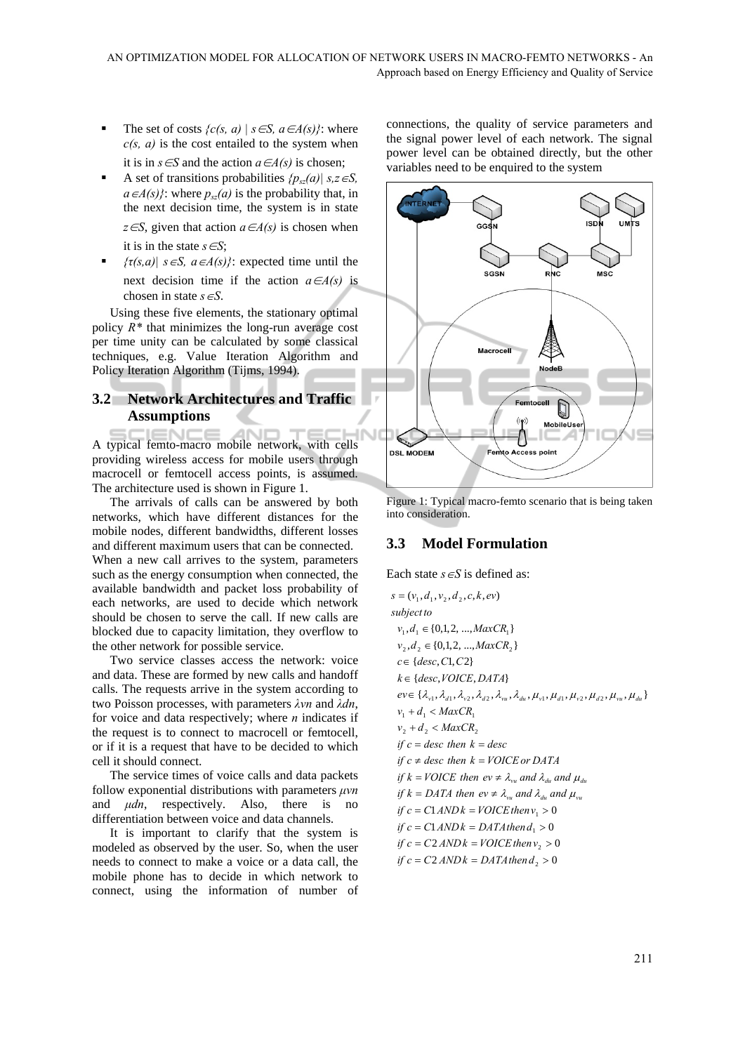- The set of costs $\{c(s, a) \mid s \in S, a \in A(s)\}$: where $c(s, a)$ is the cost entailed to the system when it is in $s \in S$ and the action $a \in A(s)$ is chosen;
- A set of transitions probabilities $\{p_{sz}(a) \mid s, z \in S, a \in A(s)\}$: where $p_{sz}(a)$ is the probability that, in the next decision time, the system is in state $z \in S$, given that action $a \in A(s)$ is chosen when it is in the state $s \in S$;
- $\{\tau(s,a) \mid s \in S, a \in A(s)\}$: expected time until the next decision time if the action $a \in A(s)$ is chosen in state $s \in S$.

Using these five elements, the stationary optimal policy $R^*$ that minimizes the long-run average cost per time unity can be calculated by some classical techniques, e.g. Value Iteration Algorithm and Policy Iteration Algorithm (Tijms, 1994).

## 3.2 Network Architectures and Traffic Assumptions

A typical femto-macro mobile network, with cells providing wireless access for mobile users through macrocell or femtocell access points, is assumed. The architecture used is shown in Figure 1.

The arrivals of calls can be answered by both networks, which have different distances for the mobile nodes, different bandwidths, different losses and different maximum users that can be connected. When a new call arrives to the system, parameters such as the energy consumption when connected, the available bandwidth and packet loss probability of each networks, are used to decide which network should be chosen to serve the call. If new calls are blocked due to capacity limitation, they overflow to the other network for possible service.

Two service classes access the network: voice and data. These are formed by new calls and handoff calls. The requests arrive in the system according to two Poisson processes, with parameters $\lambda vn$ and $\lambda dn$, for voice and data respectively; where $n$ indicates if the request is to connect to macrocell or femtocell, or if it is a request that have to be decided to which cell it should connect.

The service times of voice calls and data packets follow exponential distributions with parameters $\mu vn$ and $\mu dn$, respectively. Also, there is no differentiation between voice and data channels.

It is important to clarify that the system is modeled as observed by the user. So, when the user needs to connect to make a voice or a data call, the mobile phone has to decide in which network to connect, using the information of number of connections, the quality of service parameters and the signal power level of each network. The signal power level can be obtained directly, but the other variables need to be enquired to the system

Figure 1: Typical macro-femto scenario that is being taken into consideration.

## 3.3 Model Formulation

Each state $s \in S$ is defined as:

$$
\begin{aligned}
& s = (v_1, d_1, v_2, d_2, c, k, ev) \\
& \textit{subject to} \\
& v_1, d_1 \in \{0,1,2, ..., MaxCR_1\} \\
& v_2, d_2 \in \{0,1,2, ..., MaxCR_2\} \\
& c \in \{desc, C1, C2\} \\
& k \in \{desc, VOICE, DATA\} \\
& ev \in \{\lambda_{v1}, \lambda_{d1}, \lambda_{v2}, \lambda_{d2}, \lambda_{vu}, \lambda_{du}, \mu_{v1}, \mu_{d1}, \mu_{v2}, \mu_{d2}, \mu_{vu}, \mu_{du}\} \\
& v_1 + d_1 < MaxCR_1 \\
& v_2 + d_2 < MaxCR_2 \\
& \text{if } c = desc \text{ then } k = desc \\
& \text{if } c \neq desc \text{ then } k = VOICE \text{ or } DATA \\
& \text{if } k = VOICE \text{ then } ev \neq \lambda_{vu} \text{ and } \lambda_{du} \text{ and } \mu_{du} \\
& \text{if } k = DATA \text{ then } ev \neq \lambda_{vu} \text{ and } \lambda_{du} \text{ and } \mu_{vu} \\
& \text{if } c = C1 \text{ AND } k = VOICE \text{ then } v_1 > 0 \\
& \text{if } c = C1 \text{ AND } k = DATA \text{ then } d_1 > 0 \\
& \text{if } c = C2 \text{ AND } k = VOICE \text{ then } v_2 > 0 \\
& \text{if } c = C2 \text{ AND } k = DATA \text{ then } d_2 > 0
\end{aligned}
$$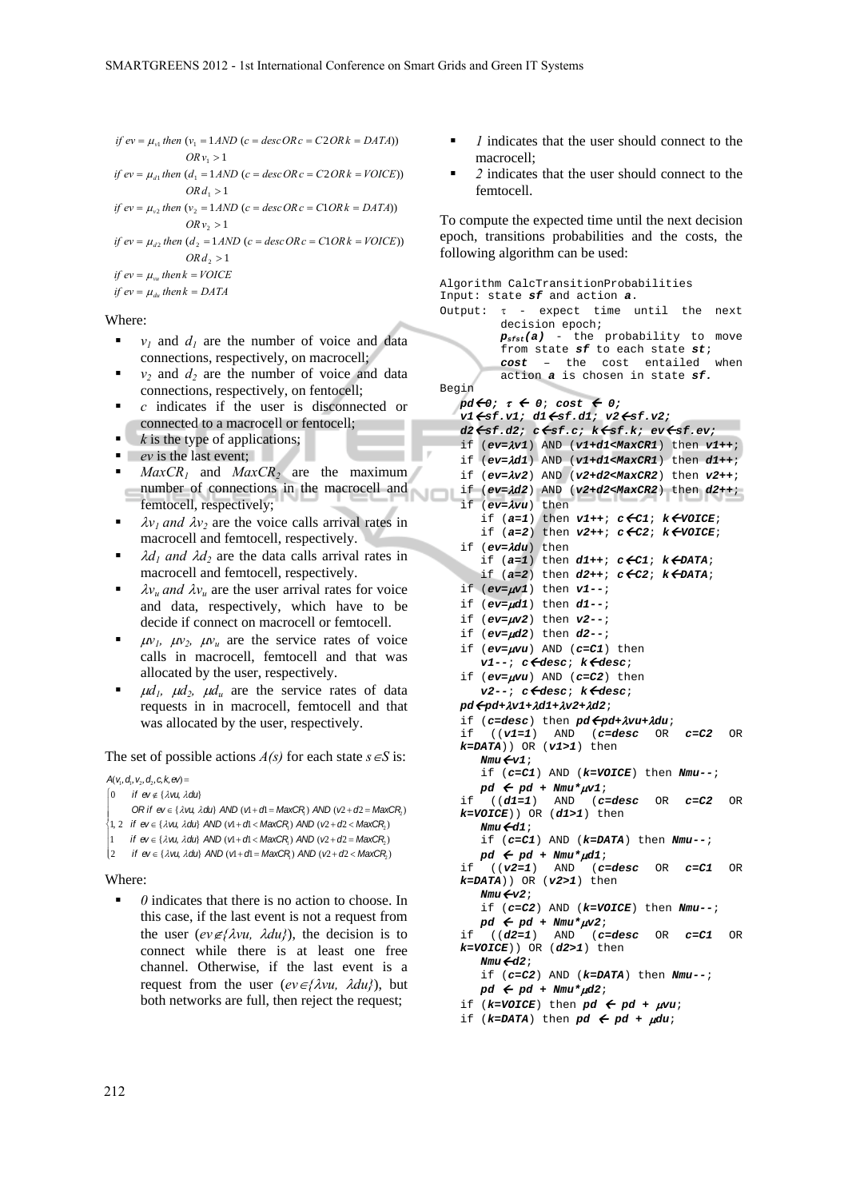$$if\ ev = \mu_{v1}\ then\ (v_1 = 1\ AND\ (c = desc\ OR\ c = C2\ OR\ k = DATA))$$
$$OR\ v_1 > 1$$
$$if\ ev = \mu_{d1}\ then\ (d_1 = 1\ AND\ (c = desc\ OR\ c = C2\ OR\ k = VOICE))$$
$$OR\ d_1 > 1$$
$$if\ ev = \mu_{v2}\ then\ (v_2 = 1\ AND\ (c = desc\ OR\ c = C1\ OR\ k = DATA))$$
$$OR\ v_2 > 1$$
$$if\ ev = \mu_{d2}\ then\ (d_2 = 1\ AND\ (c = desc\ OR\ c = C1\ OR\ k = VOICE))$$
$$OR\ d_2 > 1$$
$$if\ ev = \mu_{vu}\ then\ k = VOICE$$
$$if\ ev = \mu_{du}\ then\ k = DATA$$

Where:

- $v_1$ and $d_1$ are the number of voice and data connections, respectively, on macrocell;
- $v_2$ and $d_2$ are the number of voice and data connections, respectively, on femtocell;
- $c$ indicates if the user is disconnected or connected to a macrocell or fentocell;
- $k$ is the type of applications;
- $ev$ is the last event;
- $MaxCR_1$ and $MaxCR_2$ are the maximum number of connections in the macrocell and femtocell, respectively;
- $\lambda v_1$ and $\lambda v_2$ are the voice calls arrival rates in macrocell and femtocell, respectively.
- $\lambda d_1$ and $\lambda d_2$ are the data calls arrival rates in macrocell and femtocell, respectively.
- $\lambda v_u$ and $\lambda v_u$ are the user arrival rates for voice and data, respectively, which have to be decide if connect on macrocell or femtocell.
- $\mu v_1$, $\mu v_2$, $\mu v_u$ are the service rates of voice calls in macrocell, femtocell and that was allocated by the user, respectively.
- $\mu d_1$, $\mu d_2$, $\mu d_u$ are the service rates of data requests in in macrocell, femtocell and that was allocated by the user, respectively.

The set of possible actions $A(s)$ for each state $s \in S$ is:

$$A(v_1, d_1, v_2, d_2, c, k, ev) = \begin{cases} 0 & if\ ev \notin \{\lambda vu, \lambda du\} \\ & OR\ if\ ev \in \{\lambda vu, \lambda du\}\ AND\ (v1 + d1 = MaxCR_1)\ AND\ (v2 + d2 = MaxCR_2) \\ 1,2 & if\ ev \in \{\lambda vu, \lambda du\}\ AND\ (v1 + d1 < MaxCR_1)\ AND\ (v2 + d2 < MaxCR_2) \\ 1 & if\ ev \in \{\lambda vu, \lambda du\}\ AND\ (v1 + d1 < MaxCR_1)\ AND\ (v2 + d2 = MaxCR_2) \\ 2 & if\ ev \in \{\lambda vu, \lambda du\}\ AND\ (v1 + d1 = MaxCR_1)\ AND\ (v2 + d2 < MaxCR_2) \end{cases}$$

Where:

- *0* indicates that there is no action to choose. In this case, if the last event is not a request from the user ($ev \notin \{\lambda vu, \lambda du\}$), the decision is to connect while there is at least one free channel. Otherwise, if the last event is a request from the user ($ev \in \{\lambda vu, \lambda du\}$), but both networks are full, then reject the request;
- *1* indicates that the user should connect to the macrocell;
- *2* indicates that the user should connect to the femtocell.

To compute the expected time until the next decision epoch, transitions probabilities and the costs, the following algorithm can be used:

```
Algorithm CalcTransitionProbabilities
Input: state sf and action a.
Output: τ - expect time until the next
        decision epoch;
        psfst(a) - the probability to move
        from state sf to each state st;
        cost – the cost entailed when
        action a is chosen in state sf.
Begin
   pd←0; τ ← 0; cost ← 0;
   v1←sf.v1; d1←sf.d1; v2←sf.v2;
   d2←sf.d2; c←sf.c; k←sf.k; ev←sf.ev;
   if (ev=λv1) AND (v1+d1<MaxCR1) then v1++;
   if (ev=λd1) AND (v1+d1<MaxCR1) then d1++;
   if (ev=λv2) AND (v2+d2<MaxCR2) then v2++;
   if (ev=λd2) AND (v2+d2<MaxCR2) then d2++;
   if (ev=λvu) then
      if (a=1) then v1++; c←C1; k←VOICE;
      if (a=2) then v2++; c←C2; k←VOICE;
   if (ev=λdu) then
      if (a=1) then d1++; c←C1; k←DATA;
      if (a=2) then d2++; c←C2; k←DATA;
   if (ev=μv1) then v1--;
   if (ev=μd1) then d1--;
   if (ev=μv2) then v2--;
   if (ev=μd2) then d2--;
   if (ev=μvu) AND (c=C1) then
      v1--; c←desc; k←desc;
   if (ev=μvu) AND (c=C2) then
      v2--; c←desc; k←desc;
   pd←pd+λv1+λd1+λv2+λd2;
   if (c=desc) then pd←pd+λvu+λdu;
   if ((v1=1) AND (c=desc OR c=C2 OR
   k=DATA)) OR (v1>1) then
      Nmu←v1;
      if (c=C1) AND (k=VOICE) then Nmu--;
      pd ← pd + Nmu*μv1;
   if ((d1=1) AND (c=desc OR c=C2 OR
   k=VOICE)) OR (d1>1) then
      Nmu←d1;
      if (c=C1) AND (k=DATA) then Nmu--;
      pd ← pd + Nmu*μd1;
   if ((v2=1) AND (c=desc OR c=C1 OR
   k=DATA)) OR (v2>1) then
      Nmu←v2;
      if (c=C2) AND (k=VOICE) then Nmu--;
      pd ← pd + Nmu*μv2;
   if ((d2=1) AND (c=desc OR c=C1 OR
   k=VOICE)) OR (d2>1) then
      Nmu←d2;
      if (c=C2) AND (k=DATA) then Nmu--;
      pd ← pd + Nmu*μd2;
   if (k=VOICE) then pd ← pd + μvu;
   if (k=DATA) then pd ← pd + μdu;
```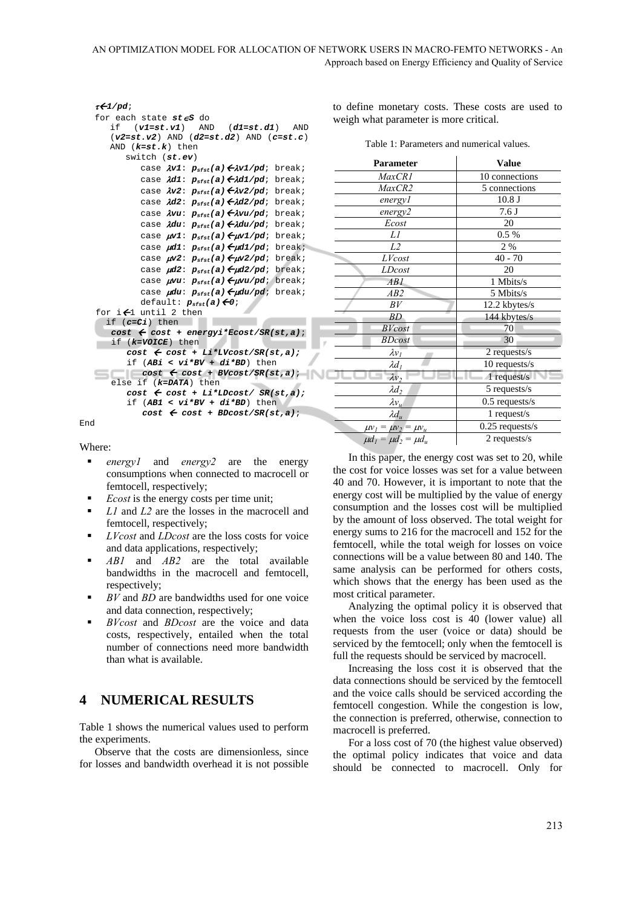```
τ←1/pd;
for each state st∈S do
   if (v1=st.v1) AND (d1=st.d1) AND
   (v2=st.v2) AND (d2=st.d2) AND (c=st.c)
   AND (k=st.k) then
      switch (st.ev)
         case λv1: psfst(a)←λv1/pd; break;
         case λd1: psfst(a)←λd1/pd; break;
         case λv2: psfst(a)←λv2/pd; break;
         case λd2: psfst(a)←λd2/pd; break;
         case λvu: psfst(a)←λvu/pd; break;
         case λdu: psfst(a)←λdu/pd; break;
         case μv1: psfst(a)←μv1/pd; break;
         case μd1: psfst(a)←μd1/pd; break;
         case μv2: psfst(a)←μv2/pd; break;
         case μd2: psfst(a)←μd2/pd; break;
         case μvu: psfst(a)←μvu/pd; break;
         case μdu: psfst(a)←μdu/pd; break;
         default: psfst(a)←0;
for i←1 until 2 then
  if (c=Ci) then
   cost ← cost + energyi*Ecost/SR(st,a);
   if (k=VOICE) then
      cost ← cost + Li*LVcost/SR(st,a);
      if (ABi < vi*BV + di*BD) then
         cost ← cost + BVcost/SR(st,a);
   else if (k=DATA) then
      cost ← cost + Li*LDcost/ SR(st,a);
      if (AB1 < vi*BV + di*BD) then
         cost ← cost + BDcost/SR(st,a);
End
```

Where:

- *energy1* and *energy2* are the energy consumptions when connected to macrocell or femtocell, respectively;
- *Ecost* is the energy costs per time unit;
- *L1* and *L2* are the losses in the macrocell and femtocell, respectively;
- *LVcost* and *LDcost* are the loss costs for voice and data applications, respectively;
- *AB1* and *AB2* are the total available bandwidths in the macrocell and femtocell, respectively;
- *BV* and *BD* are bandwidths used for one voice and data connection, respectively;
- *BVcost* and *BDcost* are the voice and data costs, respectively, entailed when the total number of connections need more bandwidth than what is available.

## 4 NUMERICAL RESULTS

Table 1 shows the numerical values used to perform the experiments.

Observe that the costs are dimensionless, since for losses and bandwidth overhead it is not possible to define monetary costs. These costs are used to weigh what parameter is more critical.

Table 1: Parameters and numerical values.

| Parameter | Value |
|---|---|
| *MaxCR1* | 10 connections |
| *MaxCR2* | 5 connections |
| *energy1* | 10.8 J |
| *energy2* | 7.6 J |
| *Ecost* | 20 |
| *L1* | 0.5 % |
| *L2* | 2 % |
| *LVcost* | 40 - 70 |
| *LDcost* | 20 |
| *AB1* | 1 Mbits/s |
| *AB2* | 5 Mbits/s |
| *BV* | 12.2 kbytes/s |
| *BD* | 144 kbytes/s |
| *BVcost* | 70 |
| *BDcost* | 30 |
| $\lambda v_1$ | 2 requests/s |
| $\lambda d_1$ | 10 requests/s |
| $\lambda v_2$ | 1 request/s |
| $\lambda d_2$ | 5 requests/s |
| $\lambda v_u$ | 0.5 requests/s |
| $\lambda d_u$ | 1 request/s |
| $\mu v_1 = \mu v_2 = \mu v_u$ | 0.25 requests/s |
| $\mu d_1 = \mu d_2 = \mu d_u$ | 2 requests/s |

In this paper, the energy cost was set to 20, while the cost for voice losses was set for a value between 40 and 70. However, it is important to note that the energy cost will be multiplied by the value of energy consumption and the losses cost will be multiplied by the amount of loss observed. The total weight for energy sums to 216 for the macrocell and 152 for the femtocell, while the total weigh for losses on voice connections will be a value between 80 and 140. The same analysis can be performed for others costs, which shows that the energy has been used as the most critical parameter.

Analyzing the optimal policy it is observed that when the voice loss cost is 40 (lower value) all requests from the user (voice or data) should be serviced by the femtocell; only when the femtocell is full the requests should be serviced by macrocell.

Increasing the loss cost it is observed that the data connections should be serviced by the femtocell and the voice calls should be serviced according the femtocell congestion. While the congestion is low, the connection is preferred, otherwise, connection to macrocell is preferred.

For a loss cost of 70 (the highest value observed) the optimal policy indicates that voice and data should be connected to macrocell. Only for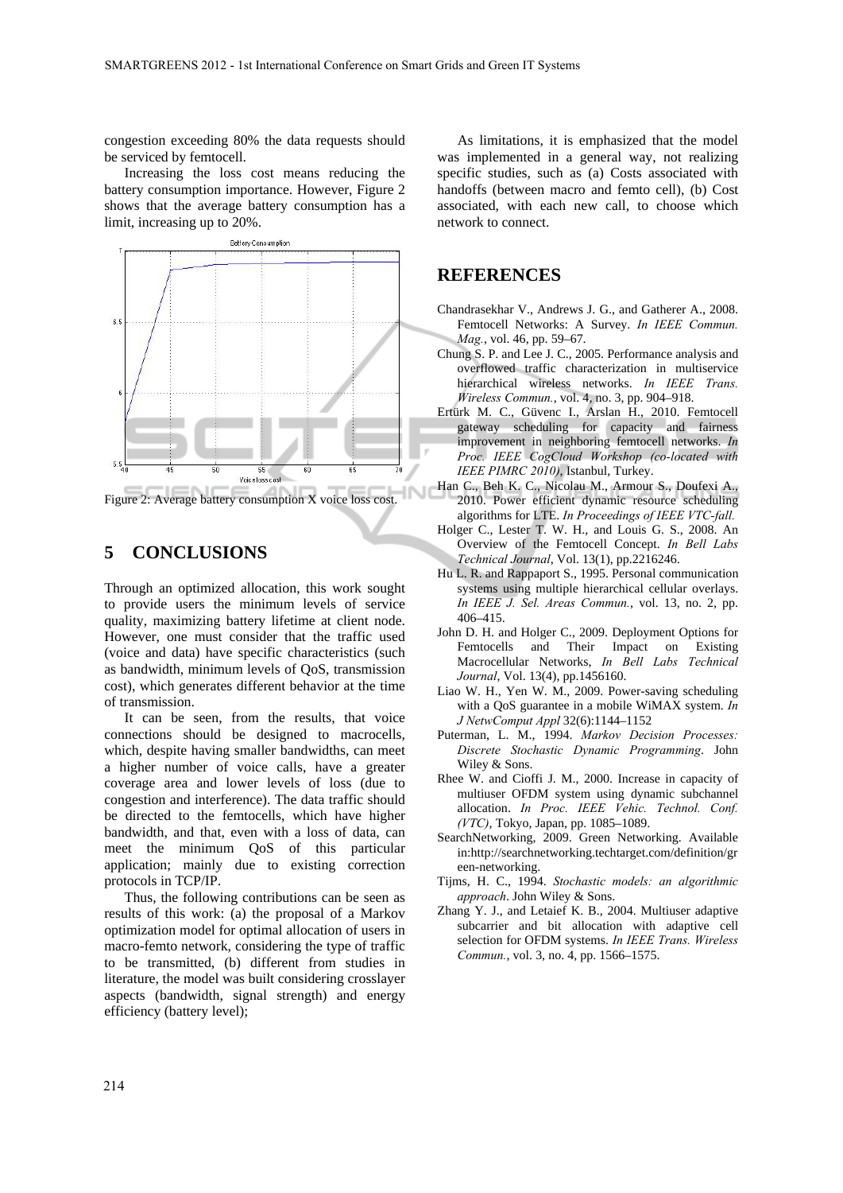congestion exceeding 80% the data requests should be serviced by femtocell.

Increasing the loss cost means reducing the battery consumption importance. However, Figure 2 shows that the average battery consumption has a limit, increasing up to 20%.

Battery Consumption

7

6.5

6

5.5

40 45 50 55 60 65 70

Voice loss cost

Figure 2: Average battery consumption X voice loss cost.

## 5 CONCLUSIONS

Through an optimized allocation, this work sought to provide users the minimum levels of service quality, maximizing battery lifetime at client node. However, one must consider that the traffic used (voice and data) have specific characteristics (such as bandwidth, minimum levels of QoS, transmission cost), which generates different behavior at the time of transmission.

It can be seen, from the results, that voice connections should be designed to macrocells, which, despite having smaller bandwidths, can meet a higher number of voice calls, have a greater coverage area and lower levels of loss (due to congestion and interference). The data traffic should be directed to the femtocells, which have higher bandwidth, and that, even with a loss of data, can meet the minimum QoS of this particular application; mainly due to existing correction protocols in TCP/IP.

Thus, the following contributions can be seen as results of this work: (a) the proposal of a Markov optimization model for optimal allocation of users in macro-femto network, considering the type of traffic to be transmitted, (b) different from studies in literature, the model was built considering crosslayer aspects (bandwidth, signal strength) and energy efficiency (battery level);

As limitations, it is emphasized that the model was implemented in a general way, not realizing specific studies, such as (a) Costs associated with handoffs (between macro and femto cell), (b) Cost associated, with each new call, to choose which network to connect.

## REFERENCES

Chandrasekhar V., Andrews J. G., and Gatherer A., 2008. Femtocell Networks: A Survey. *In IEEE Commun. Mag.*, vol. 46, pp. 59–67.

Chung S. P. and Lee J. C., 2005. Performance analysis and overflowed traffic characterization in multiservice hierarchical wireless networks. *In IEEE Trans. Wireless Commun.*, vol. 4, no. 3, pp. 904–918.

Ertürk M. C., Güvenc I., Arslan H., 2010. Femtocell gateway scheduling for capacity and fairness improvement in neighboring femtocell networks. *In Proc. IEEE CogCloud Workshop (co-located with IEEE PIMRC 2010)*, Istanbul, Turkey.

Han C., Beh K. C., Nicolau M., Armour S., Doufexi A., 2010. Power efficient dynamic resource scheduling algorithms for LTE. *In Proceedings of IEEE VTC-fall.*

Holger C., Lester T. W. H., and Louis G. S., 2008. An Overview of the Femtocell Concept. *In Bell Labs Technical Journal*, Vol. 13(1), pp.2216246.

Hu L. R. and Rappaport S., 1995. Personal communication systems using multiple hierarchical cellular overlays. *In IEEE J. Sel. Areas Commun.*, vol. 13, no. 2, pp. 406–415.

John D. H. and Holger C., 2009. Deployment Options for Femtocells and Their Impact on Existing Macrocellular Networks, *In Bell Labs Technical Journal*, Vol. 13(4), pp.1456160.

Liao W. H., Yen W. M., 2009. Power-saving scheduling with a QoS guarantee in a mobile WiMAX system. *In J NetwComput Appl* 32(6):1144–1152

Puterman, L. M., 1994. *Markov Decision Processes: Discrete Stochastic Dynamic Programming*. John Wiley & Sons.

Rhee W. and Cioffi J. M., 2000. Increase in capacity of multiuser OFDM system using dynamic subchannel allocation. *In Proc. IEEE Vehic. Technol. Conf. (VTC)*, Tokyo, Japan, pp. 1085–1089.

SearchNetworking, 2009. Green Networking. Available in:http://searchnetworking.techtarget.com/definition/green-networking.

Tijms, H. C., 1994. *Stochastic models: an algorithmic approach*. John Wiley & Sons.

Zhang Y. J., and Letaief K. B., 2004. Multiuser adaptive subcarrier and bit allocation with adaptive cell selection for OFDM systems. *In IEEE Trans. Wireless Commun.*, vol. 3, no. 4, pp. 1566–1575.